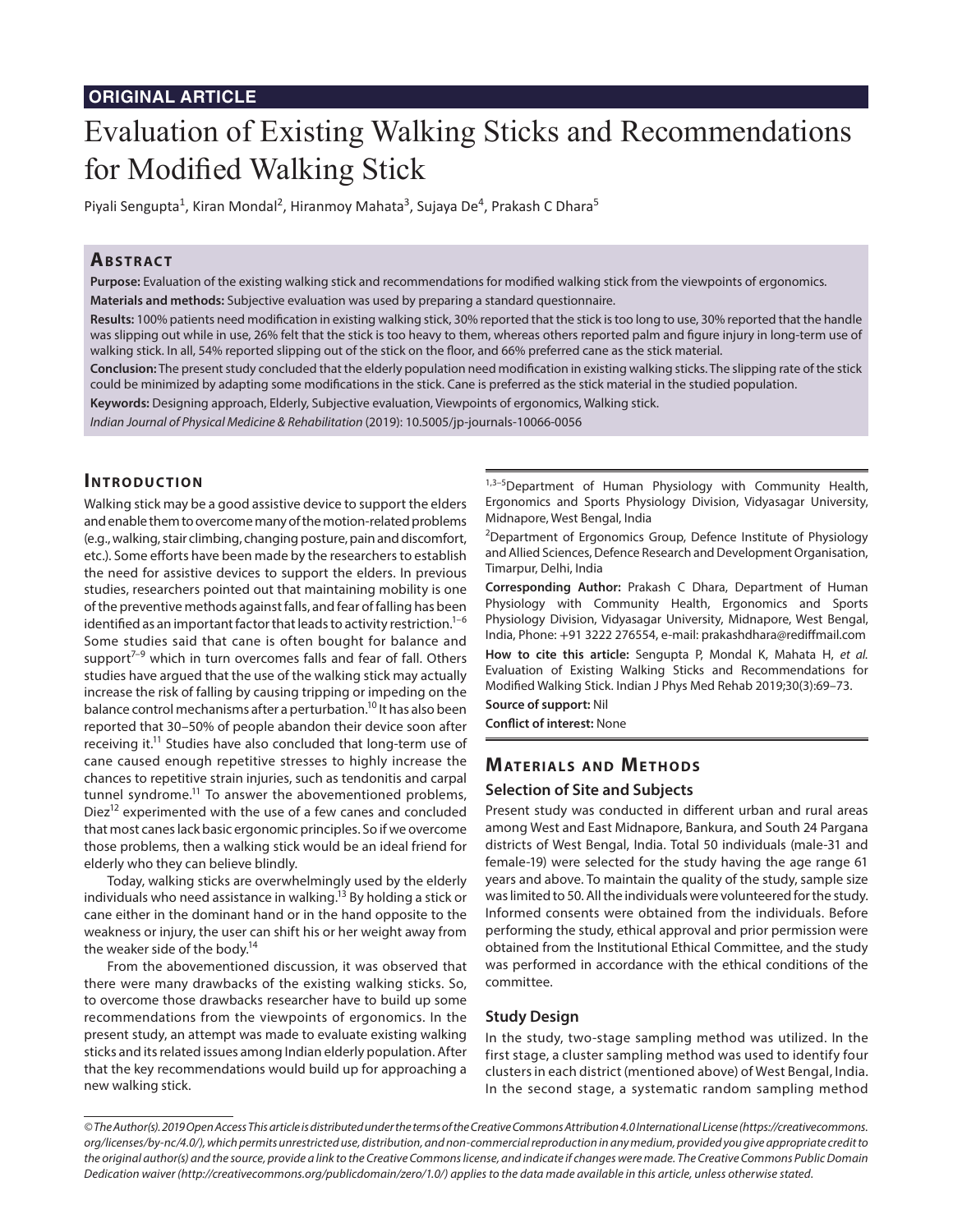**ORIGINAL ARTICLE**

# Evaluation of Existing Walking Sticks and Recommendations for Modified Walking Stick

Piyali Sengupta[1], Kiran Mondal[2], Hiranmoy Mahata[3], Sujaya De[4], Prakash C Dhara[5]

## Abstract

**Purpose:** Evaluation of the existing walking stick and recommendations for modified walking stick from the viewpoints of ergonomics.

**Materials and methods:** Subjective evaluation was used by preparing a standard questionnaire.

**Results:** 100% patients need modification in existing walking stick, 30% reported that the stick is too long to use, 30% reported that the handle was slipping out while in use, 26% felt that the stick is too heavy to them, whereas others reported palm and figure injury in long-term use of walking stick. In all, 54% reported slipping out of the stick on the floor, and 66% preferred cane as the stick material.

**Conclusion:** The present study concluded that the elderly population need modification in existing walking sticks. The slipping rate of the stick could be minimized by adapting some modifications in the stick. Cane is preferred as the stick material in the studied population.

**Keywords:** Designing approach, Elderly, Subjective evaluation, Viewpoints of ergonomics, Walking stick.

*Indian Journal of Physical Medicine & Rehabilitation* (2019): 10.5005/jp-journals-10066-0056

## Introduction

Walking stick may be a good assistive device to support the elders and enable them to overcome many of the motion-related problems (e.g., walking, stair climbing, changing posture, pain and discomfort, etc.). Some efforts have been made by the researchers to establish the need for assistive devices to support the elders. In previous studies, researchers pointed out that maintaining mobility is one of the preventive methods against falls, and fear of falling has been identified as an important factor that leads to activity restriction.[1–6] Some studies said that cane is often bought for balance and support[7–9] which in turn overcomes falls and fear of fall. Others studies have argued that the use of the walking stick may actually increase the risk of falling by causing tripping or impeding on the balance control mechanisms after a perturbation.[10] It has also been reported that 30–50% of people abandon their device soon after receiving it.[11] Studies have also concluded that long-term use of cane caused enough repetitive stresses to highly increase the chances to repetitive strain injuries, such as tendonitis and carpal tunnel syndrome.[11] To answer the abovementioned problems, Diez[12] experimented with the use of a few canes and concluded that most canes lack basic ergonomic principles. So if we overcome those problems, then a walking stick would be an ideal friend for elderly who they can believe blindly.

Today, walking sticks are overwhelmingly used by the elderly individuals who need assistance in walking.[13] By holding a stick or cane either in the dominant hand or in the hand opposite to the weakness or injury, the user can shift his or her weight away from the weaker side of the body.[14]

From the abovementioned discussion, it was observed that there were many drawbacks of the existing walking sticks. So, to overcome those drawbacks researcher have to build up some recommendations from the viewpoints of ergonomics. In the present study, an attempt was made to evaluate existing walking sticks and its related issues among Indian elderly population. After that the key recommendations would build up for approaching a new walking stick.

[1,3–5]Department of Human Physiology with Community Health, Ergonomics and Sports Physiology Division, Vidyasagar University, Midnapore, West Bengal, India

[2]Department of Ergonomics Group, Defence Institute of Physiology and Allied Sciences, Defence Research and Development Organisation, Timarpur, Delhi, India

**Corresponding Author:** Prakash C Dhara, Department of Human Physiology with Community Health, Ergonomics and Sports Physiology Division, Vidyasagar University, Midnapore, West Bengal, India, Phone: +91 3222 276554, e-mail: prakashdhara@rediffmail.com

**How to cite this article:** Sengupta P, Mondal K, Mahata H, *et al.* Evaluation of Existing Walking Sticks and Recommendations for Modified Walking Stick. Indian J Phys Med Rehab 2019;30(3):69–73.

**Source of support:** Nil

**Conflict of interest:** None

## Materials and Methods

### Selection of Site and Subjects

Present study was conducted in different urban and rural areas among West and East Midnapore, Bankura, and South 24 Pargana districts of West Bengal, India. Total 50 individuals (male-31 and female-19) were selected for the study having the age range 61 years and above. To maintain the quality of the study, sample size was limited to 50. All the individuals were volunteered for the study. Informed consents were obtained from the individuals. Before performing the study, ethical approval and prior permission were obtained from the Institutional Ethical Committee, and the study was performed in accordance with the ethical conditions of the committee.

### Study Design

In the study, two-stage sampling method was utilized. In the first stage, a cluster sampling method was used to identify four clusters in each district (mentioned above) of West Bengal, India. In the second stage, a systematic random sampling method

*© The Author(s). 2019 Open Access This article is distributed under the terms of the Creative Commons Attribution 4.0 International License (https://creativecommons.org/licenses/by-nc/4.0/), which permits unrestricted use, distribution, and non-commercial reproduction in any medium, provided you give appropriate credit to the original author(s) and the source, provide a link to the Creative Commons license, and indicate if changes were made. The Creative Commons Public Domain Dedication waiver (http://creativecommons.org/publicdomain/zero/1.0/) applies to the data made available in this article, unless otherwise stated.*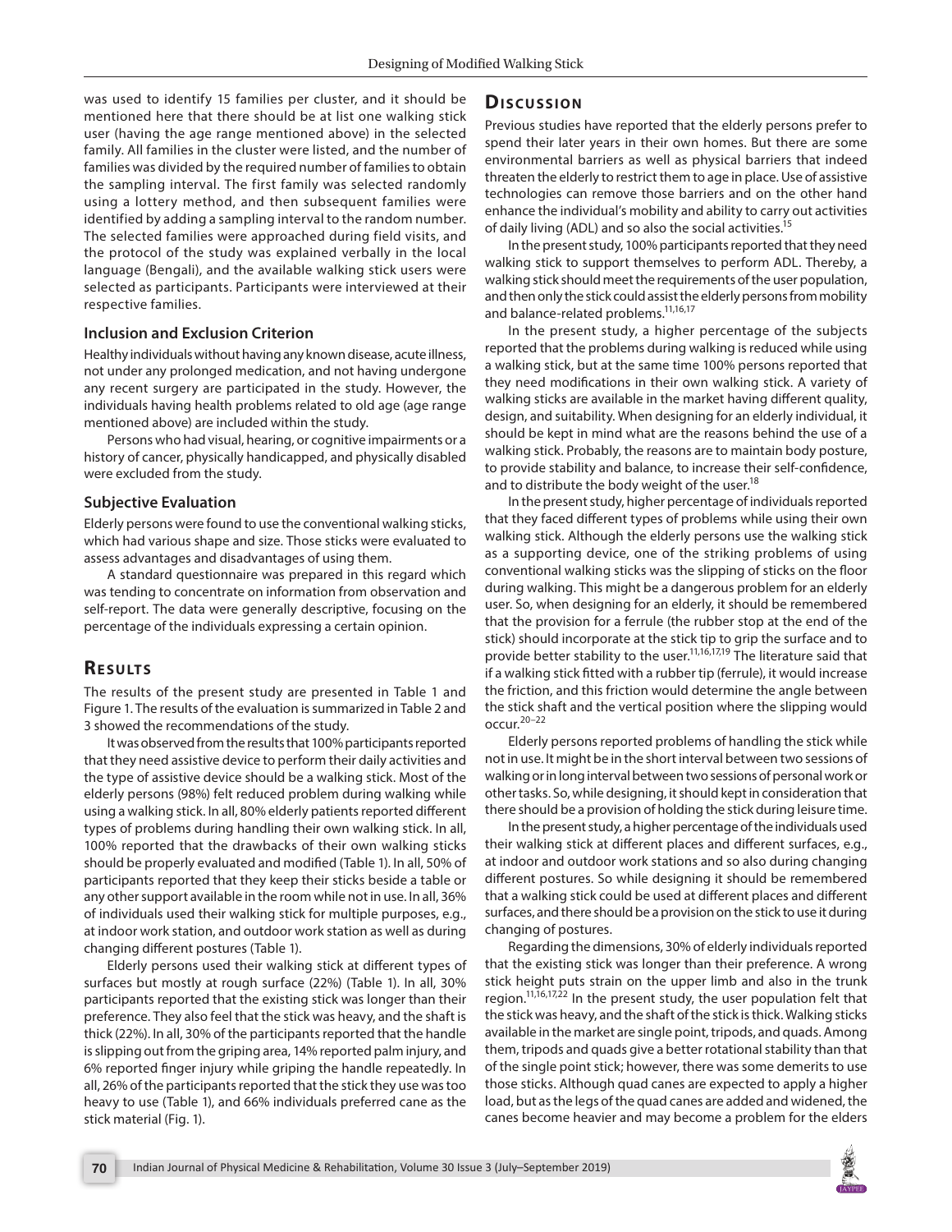was used to identify 15 families per cluster, and it should be mentioned here that there should be at list one walking stick user (having the age range mentioned above) in the selected family. All families in the cluster were listed, and the number of families was divided by the required number of families to obtain the sampling interval. The first family was selected randomly using a lottery method, and then subsequent families were identified by adding a sampling interval to the random number. The selected families were approached during field visits, and the protocol of the study was explained verbally in the local language (Bengali), and the available walking stick users were selected as participants. Participants were interviewed at their respective families.

### Inclusion and Exclusion Criterion

Healthy individuals without having any known disease, acute illness, not under any prolonged medication, and not having undergone any recent surgery are participated in the study. However, the individuals having health problems related to old age (age range mentioned above) are included within the study.

Persons who had visual, hearing, or cognitive impairments or a history of cancer, physically handicapped, and physically disabled were excluded from the study.

### Subjective Evaluation

Elderly persons were found to use the conventional walking sticks, which had various shape and size. Those sticks were evaluated to assess advantages and disadvantages of using them.

A standard questionnaire was prepared in this regard which was tending to concentrate on information from observation and self-report. The data were generally descriptive, focusing on the percentage of the individuals expressing a certain opinion.

## Results

The results of the present study are presented in Table 1 and Figure 1. The results of the evaluation is summarized in Table 2 and 3 showed the recommendations of the study.

It was observed from the results that 100% participants reported that they need assistive device to perform their daily activities and the type of assistive device should be a walking stick. Most of the elderly persons (98%) felt reduced problem during walking while using a walking stick. In all, 80% elderly patients reported different types of problems during handling their own walking stick. In all, 100% reported that the drawbacks of their own walking sticks should be properly evaluated and modified (Table 1). In all, 50% of participants reported that they keep their sticks beside a table or any other support available in the room while not in use. In all, 36% of individuals used their walking stick for multiple purposes, e.g., at indoor work station, and outdoor work station as well as during changing different postures (Table 1).

Elderly persons used their walking stick at different types of surfaces but mostly at rough surface (22%) (Table 1). In all, 30% participants reported that the existing stick was longer than their preference. They also feel that the stick was heavy, and the shaft is thick (22%). In all, 30% of the participants reported that the handle is slipping out from the griping area, 14% reported palm injury, and 6% reported finger injury while griping the handle repeatedly. In all, 26% of the participants reported that the stick they use was too heavy to use (Table 1), and 66% individuals preferred cane as the stick material (Fig. 1).

## Discussion

Previous studies have reported that the elderly persons prefer to spend their later years in their own homes. But there are some environmental barriers as well as physical barriers that indeed threaten the elderly to restrict them to age in place. Use of assistive technologies can remove those barriers and on the other hand enhance the individual's mobility and ability to carry out activities of daily living (ADL) and so also the social activities.[15]

In the present study, 100% participants reported that they need walking stick to support themselves to perform ADL. Thereby, a walking stick should meet the requirements of the user population, and then only the stick could assist the elderly persons from mobility and balance-related problems.[11,16,17]

In the present study, a higher percentage of the subjects reported that the problems during walking is reduced while using a walking stick, but at the same time 100% persons reported that they need modifications in their own walking stick. A variety of walking sticks are available in the market having different quality, design, and suitability. When designing for an elderly individual, it should be kept in mind what are the reasons behind the use of a walking stick. Probably, the reasons are to maintain body posture, to provide stability and balance, to increase their self-confidence, and to distribute the body weight of the user.[18]

In the present study, higher percentage of individuals reported that they faced different types of problems while using their own walking stick. Although the elderly persons use the walking stick as a supporting device, one of the striking problems of using conventional walking sticks was the slipping of sticks on the floor during walking. This might be a dangerous problem for an elderly user. So, when designing for an elderly, it should be remembered that the provision for a ferrule (the rubber stop at the end of the stick) should incorporate at the stick tip to grip the surface and to provide better stability to the user.[11,16,17,19] The literature said that if a walking stick fitted with a rubber tip (ferrule), it would increase the friction, and this friction would determine the angle between the stick shaft and the vertical position where the slipping would occur.[20–22]

Elderly persons reported problems of handling the stick while not in use. It might be in the short interval between two sessions of walking or in long interval between two sessions of personal work or other tasks. So, while designing, it should kept in consideration that there should be a provision of holding the stick during leisure time.

In the present study, a higher percentage of the individuals used their walking stick at different places and different surfaces, e.g., at indoor and outdoor work stations and so also during changing different postures. So while designing it should be remembered that a walking stick could be used at different places and different surfaces, and there should be a provision on the stick to use it during changing of postures.

Regarding the dimensions, 30% of elderly individuals reported that the existing stick was longer than their preference. A wrong stick height puts strain on the upper limb and also in the trunk region.[11,16,17,22] In the present study, the user population felt that the stick was heavy, and the shaft of the stick is thick. Walking sticks available in the market are single point, tripods, and quads. Among them, tripods and quads give a better rotational stability than that of the single point stick; however, there was some demerits to use those sticks. Although quad canes are expected to apply a higher load, but as the legs of the quad canes are added and widened, the canes become heavier and may become a problem for the elders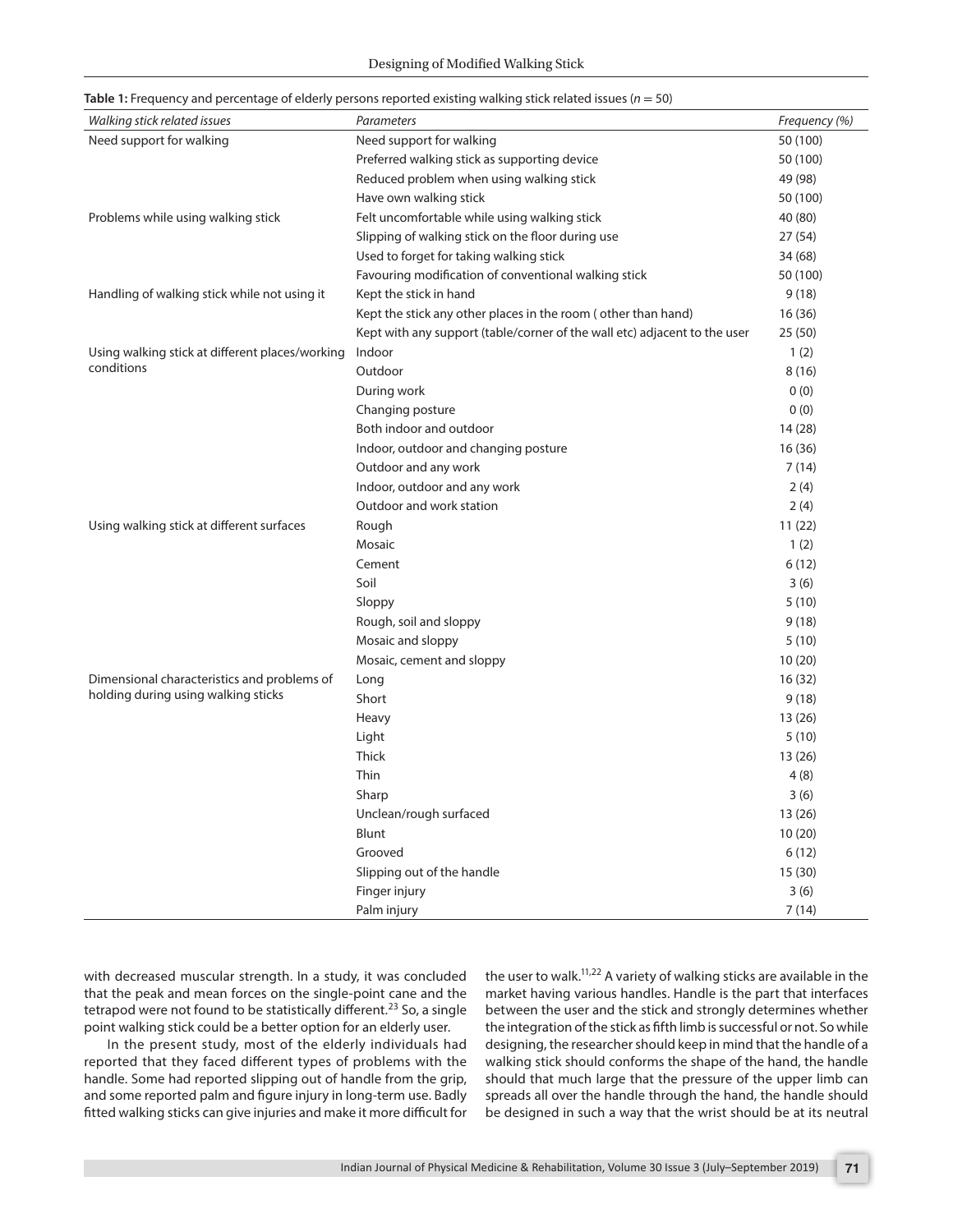**Table 1:** Frequency and percentage of elderly persons reported existing walking stick related issues ($n = 50$)

| *Walking stick related issues* | *Parameters* | *Frequency (%)* |
|---|---|---|
| Need support for walking | Need support for walking | 50 (100) |
| | Preferred walking stick as supporting device | 50 (100) |
| | Reduced problem when using walking stick | 49 (98) |
| | Have own walking stick | 50 (100) |
| Problems while using walking stick | Felt uncomfortable while using walking stick | 40 (80) |
| | Slipping of walking stick on the floor during use | 27 (54) |
| | Used to forget for taking walking stick | 34 (68) |
| | Favouring modification of conventional walking stick | 50 (100) |
| Handling of walking stick while not using it | Kept the stick in hand | 9 (18) |
| | Kept the stick any other places in the room ( other than hand) | 16 (36) |
| | Kept with any support (table/corner of the wall etc) adjacent to the user | 25 (50) |
| Using walking stick at different places/working conditions | Indoor | 1 (2) |
| | Outdoor | 8 (16) |
| | During work | 0 (0) |
| | Changing posture | 0 (0) |
| | Both indoor and outdoor | 14 (28) |
| | Indoor, outdoor and changing posture | 16 (36) |
| | Outdoor and any work | 7 (14) |
| | Indoor, outdoor and any work | 2 (4) |
| | Outdoor and work station | 2 (4) |
| Using walking stick at different surfaces | Rough | 11 (22) |
| | Mosaic | 1 (2) |
| | Cement | 6 (12) |
| | Soil | 3 (6) |
| | Sloppy | 5 (10) |
| | Rough, soil and sloppy | 9 (18) |
| | Mosaic and sloppy | 5 (10) |
| | Mosaic, cement and sloppy | 10 (20) |
| Dimensional characteristics and problems of holding during using walking sticks | Long | 16 (32) |
| | Short | 9 (18) |
| | Heavy | 13 (26) |
| | Light | 5 (10) |
| | Thick | 13 (26) |
| | Thin | 4 (8) |
| | Sharp | 3 (6) |
| | Unclean/rough surfaced | 13 (26) |
| | Blunt | 10 (20) |
| | Grooved | 6 (12) |
| | Slipping out of the handle | 15 (30) |
| | Finger injury | 3 (6) |
| | Palm injury | 7 (14) |

with decreased muscular strength. In a study, it was concluded that the peak and mean forces on the single-point cane and the tetrapod were not found to be statistically different.[23] So, a single point walking stick could be a better option for an elderly user.

In the present study, most of the elderly individuals had reported that they faced different types of problems with the handle. Some had reported slipping out of handle from the grip, and some reported palm and figure injury in long-term use. Badly fitted walking sticks can give injuries and make it more difficult for the user to walk.[11,22] A variety of walking sticks are available in the market having various handles. Handle is the part that interfaces between the user and the stick and strongly determines whether the integration of the stick as fifth limb is successful or not. So while designing, the researcher should keep in mind that the handle of a walking stick should conforms the shape of the hand, the handle should that much large that the pressure of the upper limb can spreads all over the handle through the hand, the handle should be designed in such a way that the wrist should be at its neutral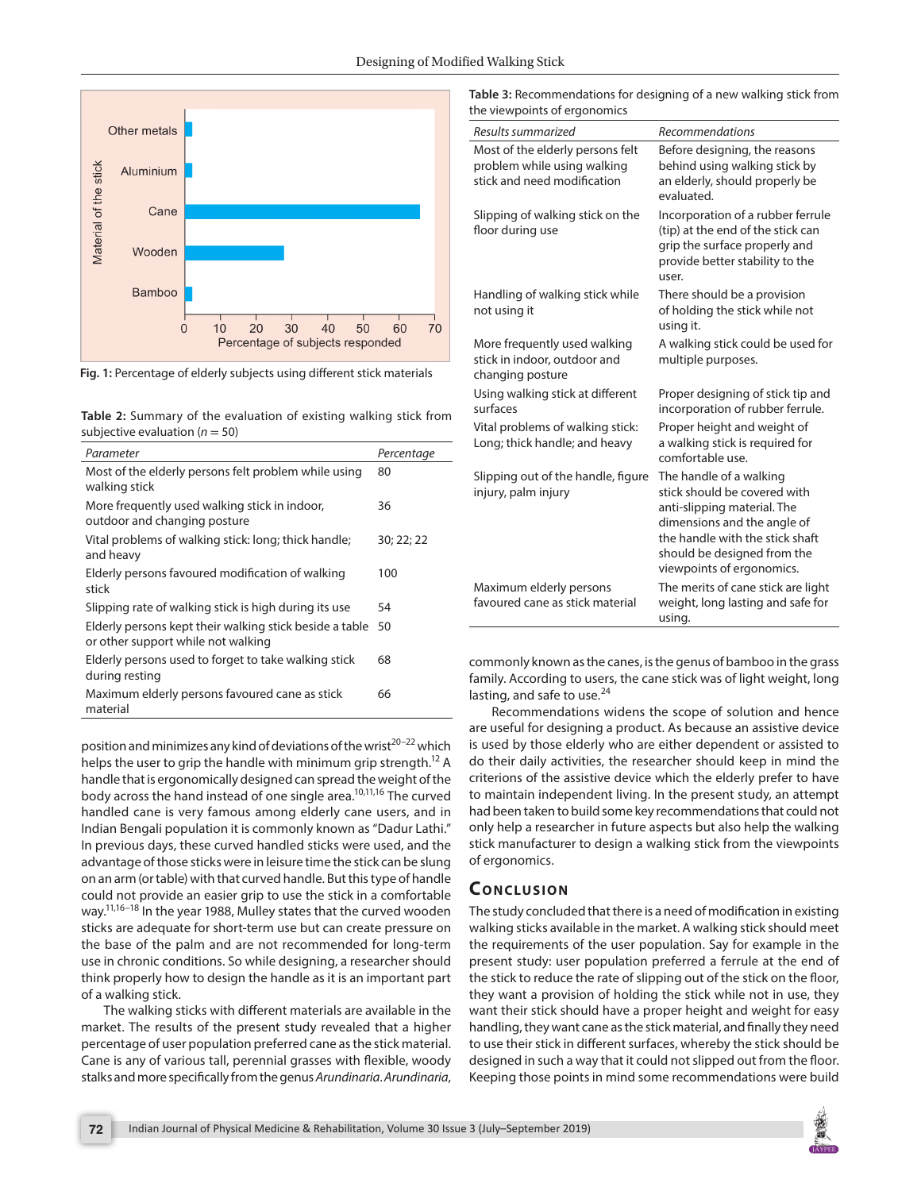Fig. 1: Percentage of elderly subjects using different stick materials

**Table 2:** Summary of the evaluation of existing walking stick from subjective evaluation ($n = 50$)

| *Parameter* | *Percentage* |
|---|---|
| Most of the elderly persons felt problem while using walking stick | 80 |
| More frequently used walking stick in indoor, outdoor and changing posture | 36 |
| Vital problems of walking stick: long; thick handle; and heavy | 30; 22; 22 |
| Elderly persons favoured modification of walking stick | 100 |
| Slipping rate of walking stick is high during its use | 54 |
| Elderly persons kept their walking stick beside a table or other support while not walking | 50 |
| Elderly persons used to forget to take walking stick during resting | 68 |
| Maximum elderly persons favoured cane as stick material | 66 |

position and minimizes any kind of deviations of the wrist[20–22] which helps the user to grip the handle with minimum grip strength.[12] A handle that is ergonomically designed can spread the weight of the body across the hand instead of one single area.[10,11,16] The curved handled cane is very famous among elderly cane users, and in Indian Bengali population it is commonly known as "Dadur Lathi." In previous days, these curved handled sticks were used, and the advantage of those sticks were in leisure time the stick can be slung on an arm (or table) with that curved handle. But this type of handle could not provide an easier grip to use the stick in a comfortable way.[11,16–18] In the year 1988, Mulley states that the curved wooden sticks are adequate for short-term use but can create pressure on the base of the palm and are not recommended for long-term use in chronic conditions. So while designing, a researcher should think properly how to design the handle as it is an important part of a walking stick.

The walking sticks with different materials are available in the market. The results of the present study revealed that a higher percentage of user population preferred cane as the stick material. Cane is any of various tall, perennial grasses with flexible, woody stalks and more specifically from the genus *Arundinaria*. *Arundinaria*, commonly known as the canes, is the genus of bamboo in the grass family. According to users, the cane stick was of light weight, long lasting, and safe to use.[24]

**Table 3:** Recommendations for designing of a new walking stick from the viewpoints of ergonomics

| *Results summarized* | *Recommendations* |
|---|---|
| Most of the elderly persons felt problem while using walking stick and need modification | Before designing, the reasons behind using walking stick by an elderly, should properly be evaluated. |
| Slipping of walking stick on the floor during use | Incorporation of a rubber ferrule (tip) at the end of the stick can grip the surface properly and provide better stability to the user. |
| Handling of walking stick while not using it | There should be a provision of holding the stick while not using it. |
| More frequently used walking stick in indoor, outdoor and changing posture | A walking stick could be used for multiple purposes. |
| Using walking stick at different surfaces | Proper designing of stick tip and incorporation of rubber ferrule. |
| Vital problems of walking stick: Long; thick handle; and heavy | Proper height and weight of a walking stick is required for comfortable use. |
| Slipping out of the handle, figure injury, palm injury | The handle of a walking stick should be covered with anti-slipping material. The dimensions and the angle of the handle with the stick shaft should be designed from the viewpoints of ergonomics. |
| Maximum elderly persons favoured cane as stick material | The merits of cane stick are light weight, long lasting and safe for using. |

Recommendations widens the scope of solution and hence are useful for designing a product. As because an assistive device is used by those elderly who are either dependent or assisted to do their daily activities, the researcher should keep in mind the criterions of the assistive device which the elderly prefer to have to maintain independent living. In the present study, an attempt had been taken to build some key recommendations that could not only help a researcher in future aspects but also help the walking stick manufacturer to design a walking stick from the viewpoints of ergonomics.

## Conclusion

The study concluded that there is a need of modification in existing walking sticks available in the market. A walking stick should meet the requirements of the user population. Say for example in the present study: user population preferred a ferrule at the end of the stick to reduce the rate of slipping out of the stick on the floor, they want a provision of holding the stick while not in use, they want their stick should have a proper height and weight for easy handling, they want cane as the stick material, and finally they need to use their stick in different surfaces, whereby the stick should be designed in such a way that it could not slipped out from the floor. Keeping those points in mind some recommendations were build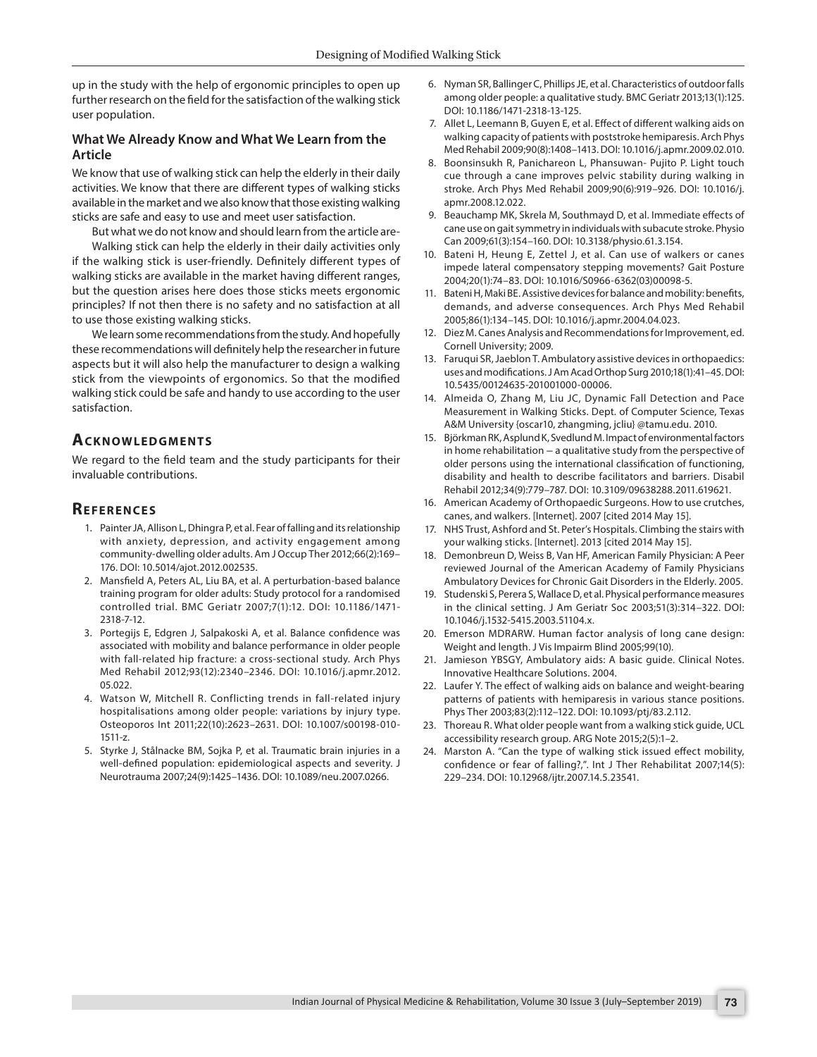up in the study with the help of ergonomic principles to open up further research on the field for the satisfaction of the walking stick user population.

### What We Already Know and What We Learn from the Article

We know that use of walking stick can help the elderly in their daily activities. We know that there are different types of walking sticks available in the market and we also know that those existing walking sticks are safe and easy to use and meet user satisfaction.

But what we do not know and should learn from the article are-

Walking stick can help the elderly in their daily activities only if the walking stick is user-friendly. Definitely different types of walking sticks are available in the market having different ranges, but the question arises here does those sticks meets ergonomic principles? If not then there is no safety and no satisfaction at all to use those existing walking sticks.

We learn some recommendations from the study. And hopefully these recommendations will definitely help the researcher in future aspects but it will also help the manufacturer to design a walking stick from the viewpoints of ergonomics. So that the modified walking stick could be safe and handy to use according to the user satisfaction.

## Acknowledgments

We regard to the field team and the study participants for their invaluable contributions.

## References

1. Painter JA, Allison L, Dhingra P, et al. Fear of falling and its relationship with anxiety, depression, and activity engagement among community-dwelling older adults. Am J Occup Ther 2012;66(2):169–176. DOI: 10.5014/ajot.2012.002535.
2. Mansfield A, Peters AL, Liu BA, et al. A perturbation-based balance training program for older adults: Study protocol for a randomised controlled trial. BMC Geriatr 2007;7(1):12. DOI: 10.1186/1471-2318-7-12.
3. Portegijs E, Edgren J, Salpakoski A, et al. Balance confidence was associated with mobility and balance performance in older people with fall-related hip fracture: a cross-sectional study. Arch Phys Med Rehabil 2012;93(12):2340–2346. DOI: 10.1016/j.apmr.2012.05.022.
4. Watson W, Mitchell R. Conflicting trends in fall-related injury hospitalisations among older people: variations by injury type. Osteoporos Int 2011;22(10):2623–2631. DOI: 10.1007/s00198-010-1511-z.
5. Styrke J, Stålnacke BM, Sojka P, et al. Traumatic brain injuries in a well-defined population: epidemiological aspects and severity. J Neurotrauma 2007;24(9):1425–1436. DOI: 10.1089/neu.2007.0266.
6. Nyman SR, Ballinger C, Phillips JE, et al. Characteristics of outdoor falls among older people: a qualitative study. BMC Geriatr 2013;13(1):125. DOI: 10.1186/1471-2318-13-125.
7. Allet L, Leemann B, Guyen E, et al. Effect of different walking aids on walking capacity of patients with poststroke hemiparesis. Arch Phys Med Rehabil 2009;90(8):1408–1413. DOI: 10.1016/j.apmr.2009.02.010.
8. Boonsinsukh R, Panichareon L, Phansuwan- Pujito P. Light touch cue through a cane improves pelvic stability during walking in stroke. Arch Phys Med Rehabil 2009;90(6):919–926. DOI: 10.1016/j.apmr.2008.12.022.
9. Beauchamp MK, Skrela M, Southmayd D, et al. Immediate effects of cane use on gait symmetry in individuals with subacute stroke. Physio Can 2009;61(3):154–160. DOI: 10.3138/physio.61.3.154.
10. Bateni H, Heung E, Zettel J, et al. Can use of walkers or canes impede lateral compensatory stepping movements? Gait Posture 2004;20(1):74–83. DOI: 10.1016/S0966-6362(03)00098-5.
11. Bateni H, Maki BE. Assistive devices for balance and mobility: benefits, demands, and adverse consequences. Arch Phys Med Rehabil 2005;86(1):134–145. DOI: 10.1016/j.apmr.2004.04.023.
12. Diez M. Canes Analysis and Recommendations for Improvement, ed. Cornell University; 2009.
13. Faruqui SR, Jaeblon T. Ambulatory assistive devices in orthopaedics: uses and modifications. J Am Acad Orthop Surg 2010;18(1):41–45. DOI: 10.5435/00124635-201001000-00006.
14. Almeida O, Zhang M, Liu JC, Dynamic Fall Detection and Pace Measurement in Walking Sticks. Dept. of Computer Science, Texas A&M University {oscar10, zhangming, jcliu} @tamu.edu. 2010.
15. Björkman RK, Asplund K, Svedlund M. Impact of environmental factors in home rehabilitation – a qualitative study from the perspective of older persons using the international classification of functioning, disability and health to describe facilitators and barriers. Disabil Rehabil 2012;34(9):779–787. DOI: 10.3109/09638288.2011.619621.
16. American Academy of Orthopaedic Surgeons. How to use crutches, canes, and walkers. [Internet]. 2007 [cited 2014 May 15].
17. NHS Trust, Ashford and St. Peter's Hospitals. Climbing the stairs with your walking sticks. [Internet]. 2013 [cited 2014 May 15].
18. Demonbreun D, Weiss B, Van HF, American Family Physician: A Peer reviewed Journal of the American Academy of Family Physicians Ambulatory Devices for Chronic Gait Disorders in the Elderly. 2005.
19. Studenski S, Perera S, Wallace D, et al. Physical performance measures in the clinical setting. J Am Geriatr Soc 2003;51(3):314–322. DOI: 10.1046/j.1532-5415.2003.51104.x.
20. Emerson MDRARW. Human factor analysis of long cane design: Weight and length. J Vis Impairm Blind 2005;99(10).
21. Jamieson YBSGY, Ambulatory aids: A basic guide. Clinical Notes. Innovative Healthcare Solutions. 2004.
22. Laufer Y. The effect of walking aids on balance and weight-bearing patterns of patients with hemiparesis in various stance positions. Phys Ther 2003;83(2):112–122. DOI: 10.1093/ptj/83.2.112.
23. Thoreau R. What older people want from a walking stick guide, UCL accessibility research group. ARG Note 2015;2(5):1–2.
24. Marston A. "Can the type of walking stick issued effect mobility, confidence or fear of falling?,". Int J Ther Rehabilitat 2007;14(5): 229–234. DOI: 10.12968/ijtr.2007.14.5.23541.